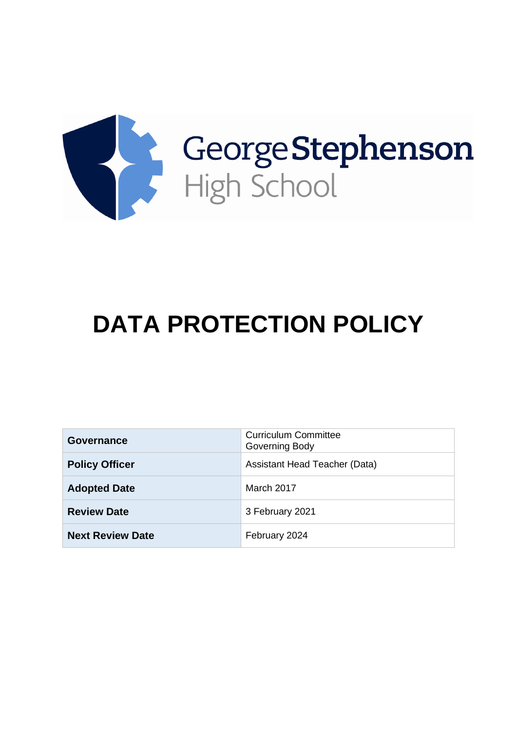George Stephenson High School

# DATA PROTECTION POLICY

| | |
|---|---|
| **Governance** | Curriculum Committee<br>Governing Body |
| **Policy Officer** | Assistant Head Teacher (Data) |
| **Adopted Date** | March 2017 |
| **Review Date** | 3 February 2021 |
| **Next Review Date** | February 2024 |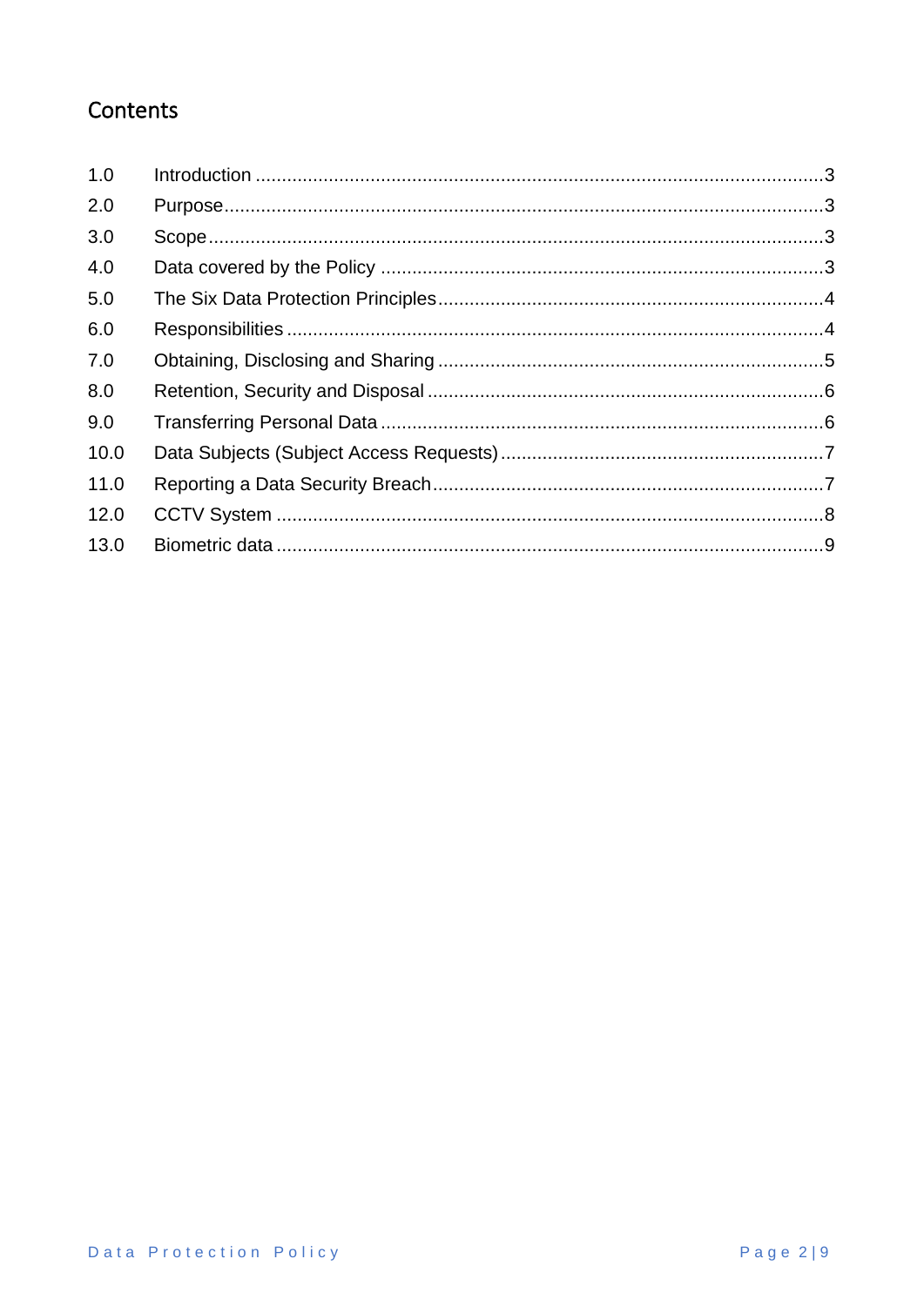# Contents

| | | |
|---|---|---|
| 1.0 | Introduction | 3 |
| 2.0 | Purpose | 3 |
| 3.0 | Scope | 3 |
| 4.0 | Data covered by the Policy | 3 |
| 5.0 | The Six Data Protection Principles | 4 |
| 6.0 | Responsibilities | 4 |
| 7.0 | Obtaining, Disclosing and Sharing | 5 |
| 8.0 | Retention, Security and Disposal | 6 |
| 9.0 | Transferring Personal Data | 6 |
| 10.0 | Data Subjects (Subject Access Requests) | 7 |
| 11.0 | Reporting a Data Security Breach | 7 |
| 12.0 | CCTV System | 8 |
| 13.0 | Biometric data | 9 |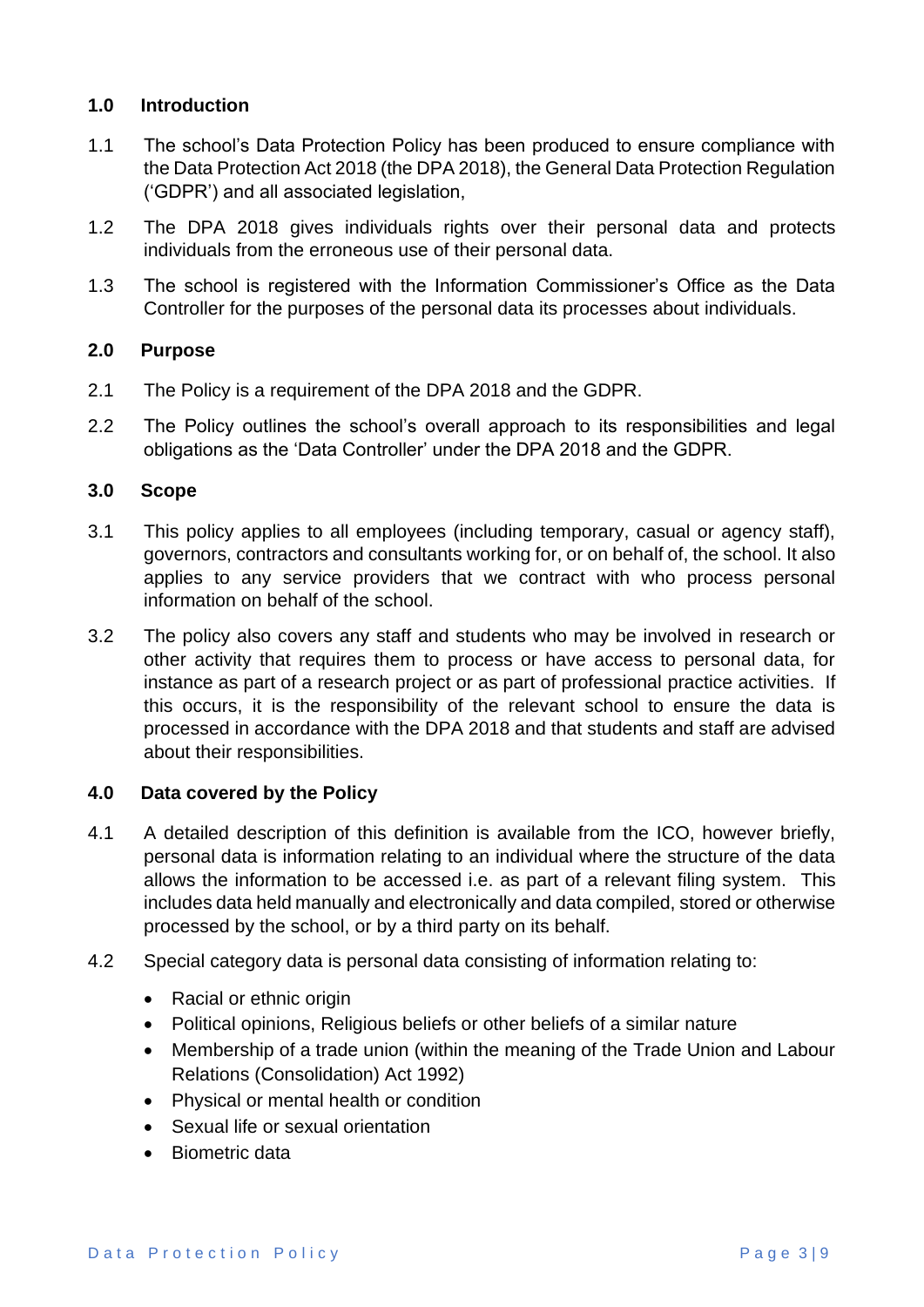## 1.0 Introduction

1.1 The school's Data Protection Policy has been produced to ensure compliance with the Data Protection Act 2018 (the DPA 2018), the General Data Protection Regulation ('GDPR') and all associated legislation,

1.2 The DPA 2018 gives individuals rights over their personal data and protects individuals from the erroneous use of their personal data.

1.3 The school is registered with the Information Commissioner's Office as the Data Controller for the purposes of the personal data its processes about individuals.

## 2.0 Purpose

2.1 The Policy is a requirement of the DPA 2018 and the GDPR.

2.2 The Policy outlines the school's overall approach to its responsibilities and legal obligations as the 'Data Controller' under the DPA 2018 and the GDPR.

## 3.0 Scope

3.1 This policy applies to all employees (including temporary, casual or agency staff), governors, contractors and consultants working for, or on behalf of, the school. It also applies to any service providers that we contract with who process personal information on behalf of the school.

3.2 The policy also covers any staff and students who may be involved in research or other activity that requires them to process or have access to personal data, for instance as part of a research project or as part of professional practice activities. If this occurs, it is the responsibility of the relevant school to ensure the data is processed in accordance with the DPA 2018 and that students and staff are advised about their responsibilities.

## 4.0 Data covered by the Policy

4.1 A detailed description of this definition is available from the ICO, however briefly, personal data is information relating to an individual where the structure of the data allows the information to be accessed i.e. as part of a relevant filing system. This includes data held manually and electronically and data compiled, stored or otherwise processed by the school, or by a third party on its behalf.

4.2 Special category data is personal data consisting of information relating to:

- Racial or ethnic origin
- Political opinions, Religious beliefs or other beliefs of a similar nature
- Membership of a trade union (within the meaning of the Trade Union and Labour Relations (Consolidation) Act 1992)
- Physical or mental health or condition
- Sexual life or sexual orientation
- Biometric data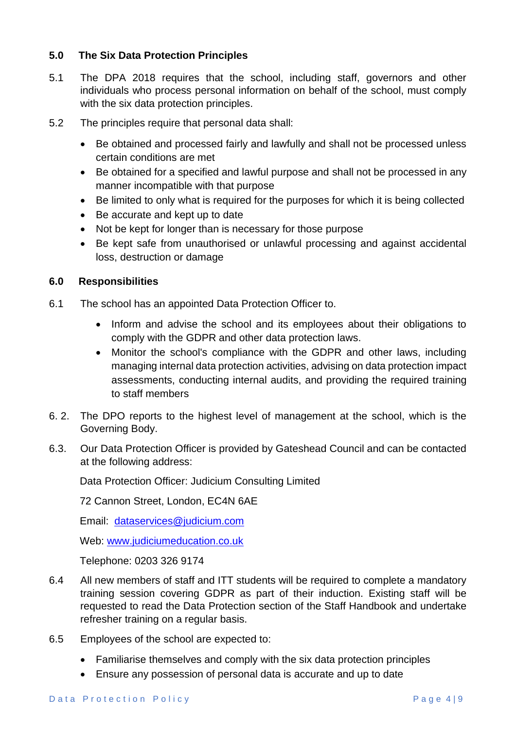## 5.0 The Six Data Protection Principles

5.1 The DPA 2018 requires that the school, including staff, governors and other individuals who process personal information on behalf of the school, must comply with the six data protection principles.

5.2 The principles require that personal data shall:

- Be obtained and processed fairly and lawfully and shall not be processed unless certain conditions are met
- Be obtained for a specified and lawful purpose and shall not be processed in any manner incompatible with that purpose
- Be limited to only what is required for the purposes for which it is being collected
- Be accurate and kept up to date
- Not be kept for longer than is necessary for those purpose
- Be kept safe from unauthorised or unlawful processing and against accidental loss, destruction or damage

## 6.0 Responsibilities

6.1 The school has an appointed Data Protection Officer to.

- Inform and advise the school and its employees about their obligations to comply with the GDPR and other data protection laws.
- Monitor the school's compliance with the GDPR and other laws, including managing internal data protection activities, advising on data protection impact assessments, conducting internal audits, and providing the required training to staff members

6. 2. The DPO reports to the highest level of management at the school, which is the Governing Body.

6.3. Our Data Protection Officer is provided by Gateshead Council and can be contacted at the following address:

Data Protection Officer: Judicium Consulting Limited

72 Cannon Street, London, EC4N 6AE

Email: dataservices@judicium.com

Web: www.judiciumeducation.co.uk

Telephone: 0203 326 9174

6.4 All new members of staff and ITT students will be required to complete a mandatory training session covering GDPR as part of their induction. Existing staff will be requested to read the Data Protection section of the Staff Handbook and undertake refresher training on a regular basis.

6.5 Employees of the school are expected to:

- Familiarise themselves and comply with the six data protection principles
- Ensure any possession of personal data is accurate and up to date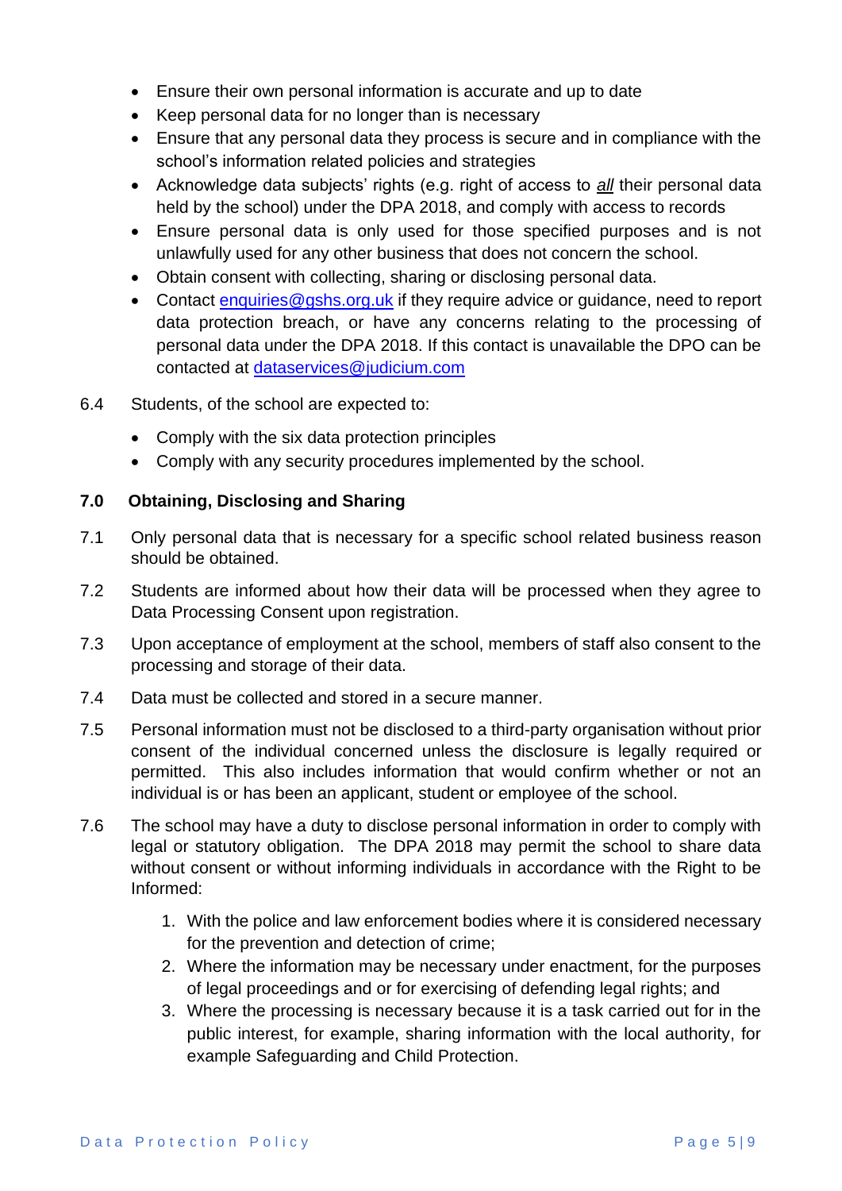- Ensure their own personal information is accurate and up to date
- Keep personal data for no longer than is necessary
- Ensure that any personal data they process is secure and in compliance with the school's information related policies and strategies
- Acknowledge data subjects' rights (e.g. right of access to ***all*** their personal data held by the school) under the DPA 2018, and comply with access to records
- Ensure personal data is only used for those specified purposes and is not unlawfully used for any other business that does not concern the school.
- Obtain consent with collecting, sharing or disclosing personal data.
- Contact enquiries@gshs.org.uk if they require advice or guidance, need to report data protection breach, or have any concerns relating to the processing of personal data under the DPA 2018. If this contact is unavailable the DPO can be contacted at dataservices@judicium.com

6.4 Students, of the school are expected to:

- Comply with the six data protection principles
- Comply with any security procedures implemented by the school.

## 7.0 Obtaining, Disclosing and Sharing

7.1 Only personal data that is necessary for a specific school related business reason should be obtained.

7.2 Students are informed about how their data will be processed when they agree to Data Processing Consent upon registration.

7.3 Upon acceptance of employment at the school, members of staff also consent to the processing and storage of their data.

7.4 Data must be collected and stored in a secure manner.

7.5 Personal information must not be disclosed to a third-party organisation without prior consent of the individual concerned unless the disclosure is legally required or permitted. This also includes information that would confirm whether or not an individual is or has been an applicant, student or employee of the school.

7.6 The school may have a duty to disclose personal information in order to comply with legal or statutory obligation. The DPA 2018 may permit the school to share data without consent or without informing individuals in accordance with the Right to be Informed:

1. With the police and law enforcement bodies where it is considered necessary for the prevention and detection of crime;
2. Where the information may be necessary under enactment, for the purposes of legal proceedings and or for exercising of defending legal rights; and
3. Where the processing is necessary because it is a task carried out for in the public interest, for example, sharing information with the local authority, for example Safeguarding and Child Protection.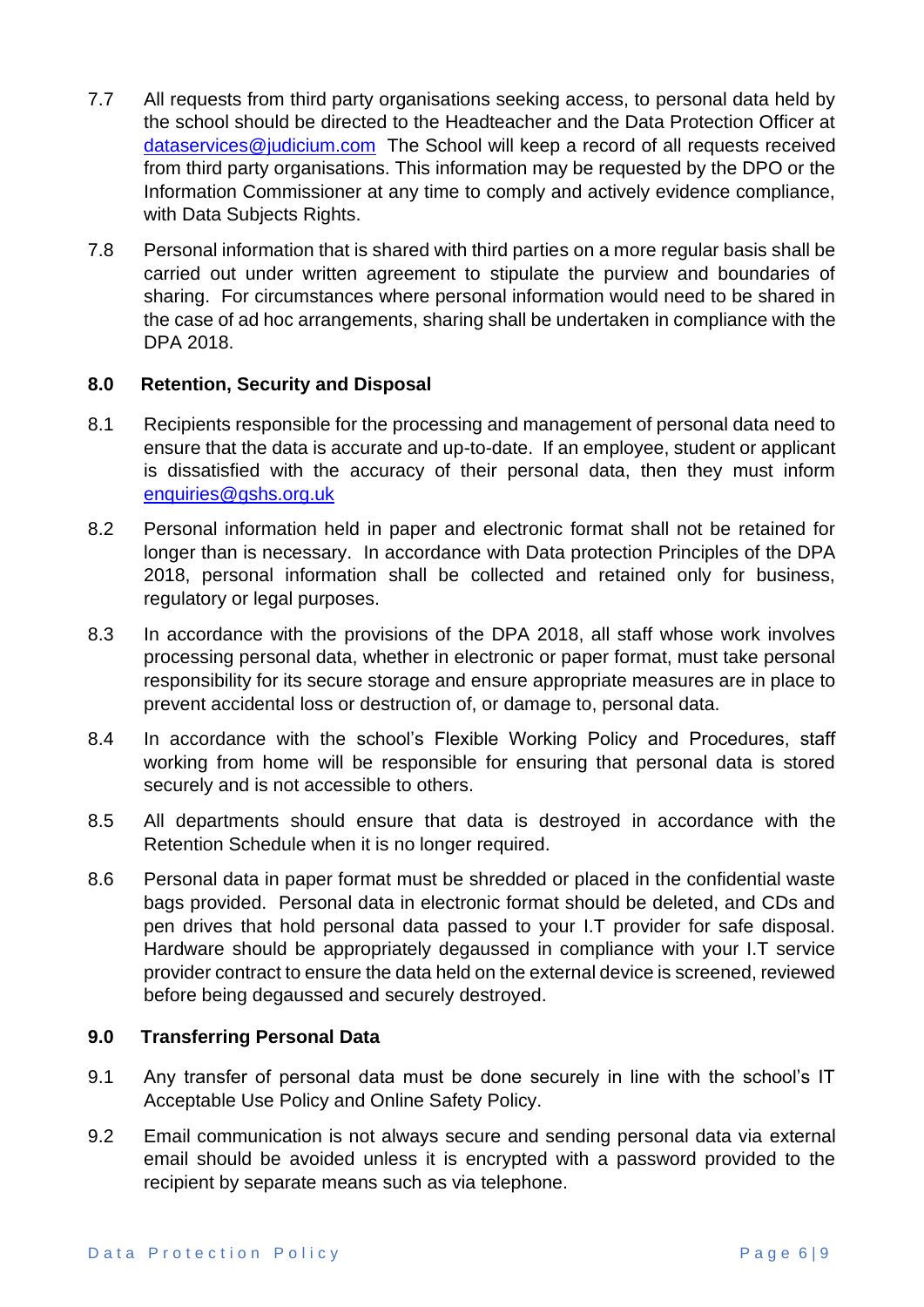7.7 All requests from third party organisations seeking access, to personal data held by the school should be directed to the Headteacher and the Data Protection Officer at dataservices@judicium.com The School will keep a record of all requests received from third party organisations. This information may be requested by the DPO or the Information Commissioner at any time to comply and actively evidence compliance, with Data Subjects Rights.

7.8 Personal information that is shared with third parties on a more regular basis shall be carried out under written agreement to stipulate the purview and boundaries of sharing. For circumstances where personal information would need to be shared in the case of ad hoc arrangements, sharing shall be undertaken in compliance with the DPA 2018.

## 8.0 Retention, Security and Disposal

8.1 Recipients responsible for the processing and management of personal data need to ensure that the data is accurate and up-to-date. If an employee, student or applicant is dissatisfied with the accuracy of their personal data, then they must inform enquiries@gshs.org.uk

8.2 Personal information held in paper and electronic format shall not be retained for longer than is necessary. In accordance with Data protection Principles of the DPA 2018, personal information shall be collected and retained only for business, regulatory or legal purposes.

8.3 In accordance with the provisions of the DPA 2018, all staff whose work involves processing personal data, whether in electronic or paper format, must take personal responsibility for its secure storage and ensure appropriate measures are in place to prevent accidental loss or destruction of, or damage to, personal data.

8.4 In accordance with the school's Flexible Working Policy and Procedures, staff working from home will be responsible for ensuring that personal data is stored securely and is not accessible to others.

8.5 All departments should ensure that data is destroyed in accordance with the Retention Schedule when it is no longer required.

8.6 Personal data in paper format must be shredded or placed in the confidential waste bags provided. Personal data in electronic format should be deleted, and CDs and pen drives that hold personal data passed to your I.T provider for safe disposal. Hardware should be appropriately degaussed in compliance with your I.T service provider contract to ensure the data held on the external device is screened, reviewed before being degaussed and securely destroyed.

## 9.0 Transferring Personal Data

9.1 Any transfer of personal data must be done securely in line with the school's IT Acceptable Use Policy and Online Safety Policy.

9.2 Email communication is not always secure and sending personal data via external email should be avoided unless it is encrypted with a password provided to the recipient by separate means such as via telephone.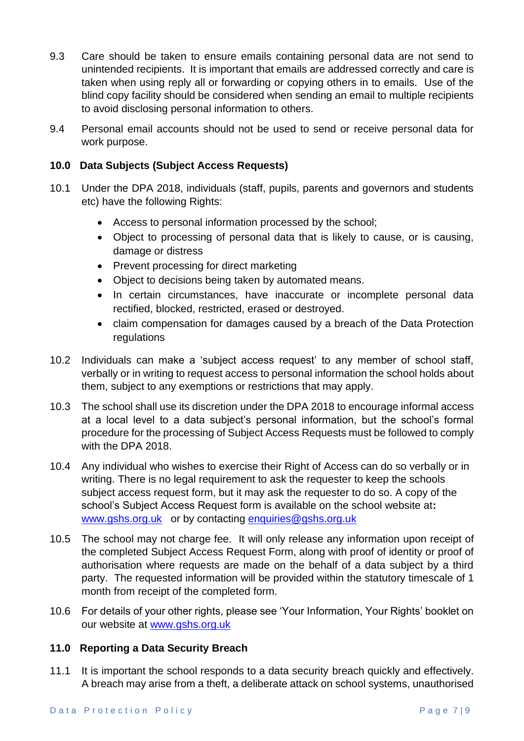9.3 Care should be taken to ensure emails containing personal data are not send to unintended recipients. It is important that emails are addressed correctly and care is taken when using reply all or forwarding or copying others in to emails. Use of the blind copy facility should be considered when sending an email to multiple recipients to avoid disclosing personal information to others.

9.4 Personal email accounts should not be used to send or receive personal data for work purpose.

**10.0 Data Subjects (Subject Access Requests)**

10.1 Under the DPA 2018, individuals (staff, pupils, parents and governors and students etc) have the following Rights:

- Access to personal information processed by the school;
- Object to processing of personal data that is likely to cause, or is causing, damage or distress
- Prevent processing for direct marketing
- Object to decisions being taken by automated means.
- In certain circumstances, have inaccurate or incomplete personal data rectified, blocked, restricted, erased or destroyed.
- claim compensation for damages caused by a breach of the Data Protection regulations

10.2 Individuals can make a 'subject access request' to any member of school staff, verbally or in writing to request access to personal information the school holds about them, subject to any exemptions or restrictions that may apply.

10.3 The school shall use its discretion under the DPA 2018 to encourage informal access at a local level to a data subject's personal information, but the school's formal procedure for the processing of Subject Access Requests must be followed to comply with the DPA 2018.

10.4 Any individual who wishes to exercise their Right of Access can do so verbally or in writing. There is no legal requirement to ask the requester to keep the schools subject access request form, but it may ask the requester to do so. A copy of the school's Subject Access Request form is available on the school website at**:** www.gshs.org.uk or by contacting enquiries@gshs.org.uk

10.5 The school may not charge fee. It will only release any information upon receipt of the completed Subject Access Request Form, along with proof of identity or proof of authorisation where requests are made on the behalf of a data subject by a third party. The requested information will be provided within the statutory timescale of 1 month from receipt of the completed form.

10.6 For details of your other rights, please see 'Your Information, Your Rights' booklet on our website at www.gshs.org.uk

**11.0 Reporting a Data Security Breach**

11.1 It is important the school responds to a data security breach quickly and effectively. A breach may arise from a theft, a deliberate attack on school systems, unauthorised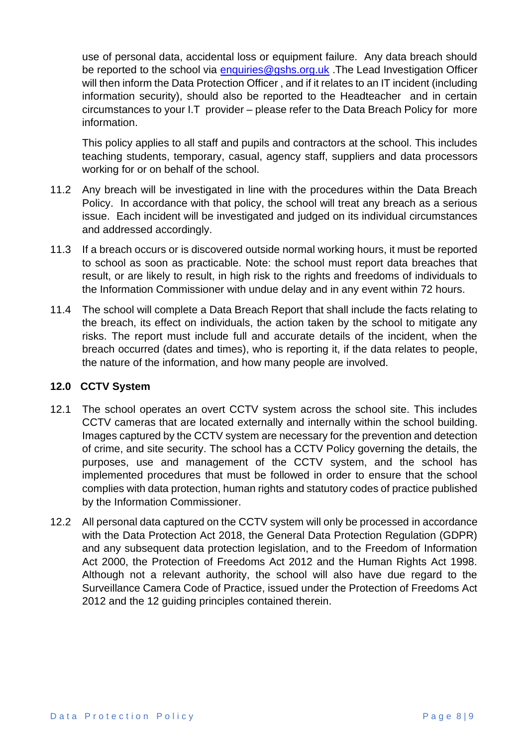use of personal data, accidental loss or equipment failure. Any data breach should be reported to the school via [enquiries@gshs.org.uk](mailto:enquiries@gshs.org.uk) .The Lead Investigation Officer will then inform the Data Protection Officer , and if it relates to an IT incident (including information security), should also be reported to the Headteacher and in certain circumstances to your I.T provider – please refer to the Data Breach Policy for more information.

This policy applies to all staff and pupils and contractors at the school. This includes teaching students, temporary, casual, agency staff, suppliers and data processors working for or on behalf of the school.

11.2 Any breach will be investigated in line with the procedures within the Data Breach Policy. In accordance with that policy, the school will treat any breach as a serious issue. Each incident will be investigated and judged on its individual circumstances and addressed accordingly.

11.3 If a breach occurs or is discovered outside normal working hours, it must be reported to school as soon as practicable. Note: the school must report data breaches that result, or are likely to result, in high risk to the rights and freedoms of individuals to the Information Commissioner with undue delay and in any event within 72 hours.

11.4 The school will complete a Data Breach Report that shall include the facts relating to the breach, its effect on individuals, the action taken by the school to mitigate any risks. The report must include full and accurate details of the incident, when the breach occurred (dates and times), who is reporting it, if the data relates to people, the nature of the information, and how many people are involved.

**12.0 CCTV System**

12.1 The school operates an overt CCTV system across the school site. This includes CCTV cameras that are located externally and internally within the school building. Images captured by the CCTV system are necessary for the prevention and detection of crime, and site security. The school has a CCTV Policy governing the details, the purposes, use and management of the CCTV system, and the school has implemented procedures that must be followed in order to ensure that the school complies with data protection, human rights and statutory codes of practice published by the Information Commissioner.

12.2 All personal data captured on the CCTV system will only be processed in accordance with the Data Protection Act 2018, the General Data Protection Regulation (GDPR) and any subsequent data protection legislation, and to the Freedom of Information Act 2000, the Protection of Freedoms Act 2012 and the Human Rights Act 1998. Although not a relevant authority, the school will also have due regard to the Surveillance Camera Code of Practice, issued under the Protection of Freedoms Act 2012 and the 12 guiding principles contained therein.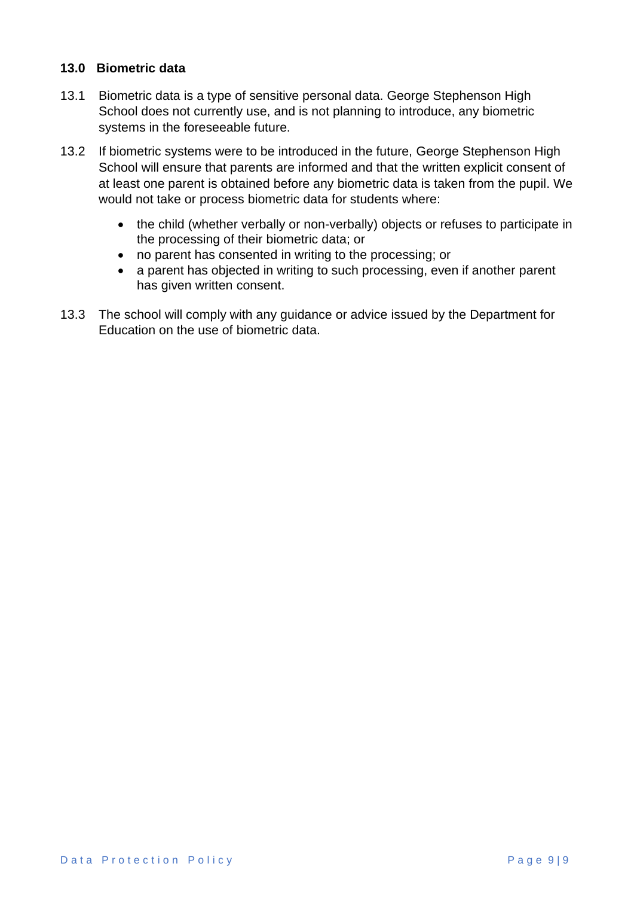### 13.0 Biometric data

13.1 Biometric data is a type of sensitive personal data. George Stephenson High School does not currently use, and is not planning to introduce, any biometric systems in the foreseeable future.

13.2 If biometric systems were to be introduced in the future, George Stephenson High School will ensure that parents are informed and that the written explicit consent of at least one parent is obtained before any biometric data is taken from the pupil. We would not take or process biometric data for students where:

- the child (whether verbally or non-verbally) objects or refuses to participate in the processing of their biometric data; or
- no parent has consented in writing to the processing; or
- a parent has objected in writing to such processing, even if another parent has given written consent.

13.3 The school will comply with any guidance or advice issued by the Department for Education on the use of biometric data.